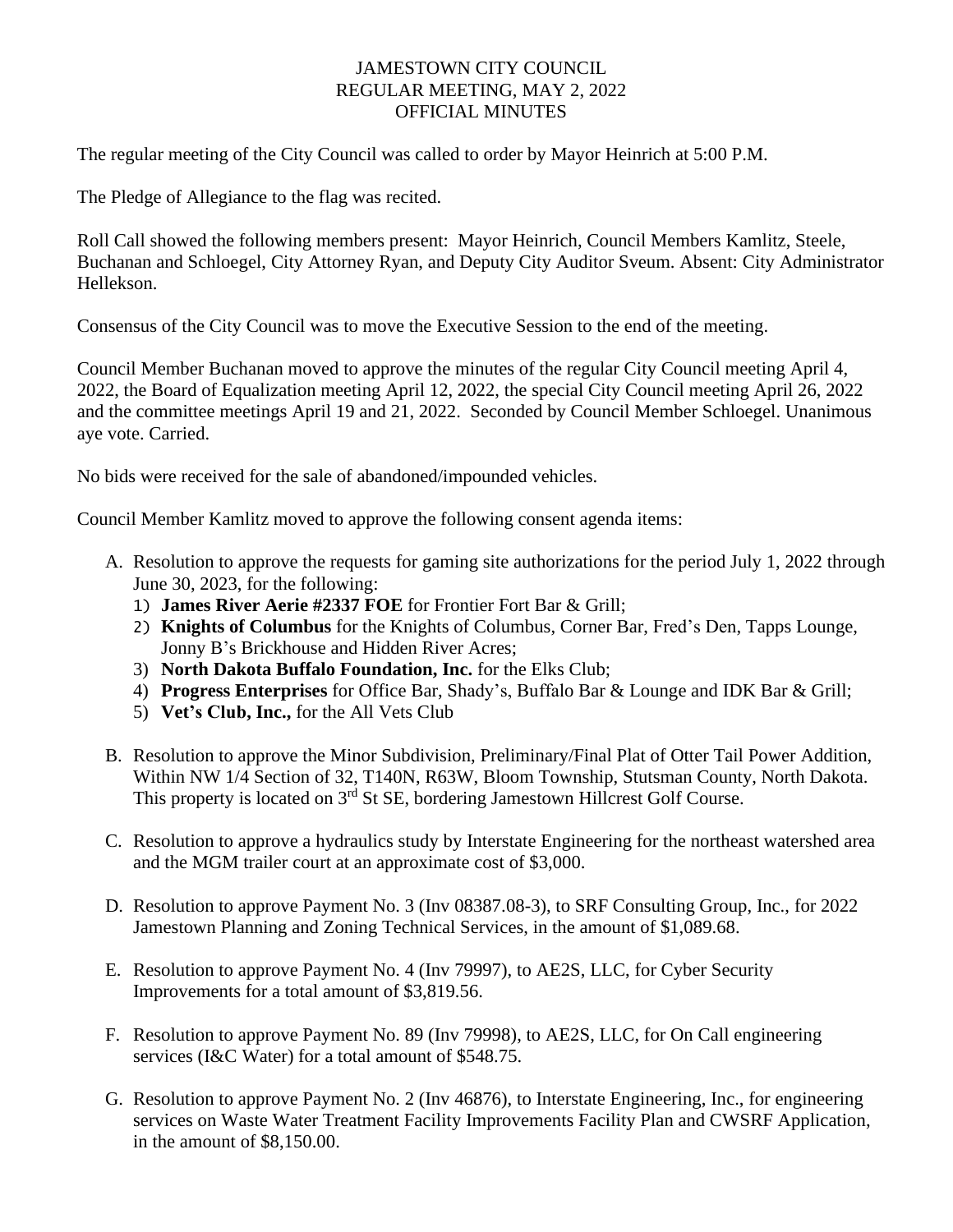# JAMESTOWN CITY COUNCIL
## REGULAR MEETING, MAY 2, 2022
## OFFICIAL MINUTES

The regular meeting of the City Council was called to order by Mayor Heinrich at 5:00 P.M.

The Pledge of Allegiance to the flag was recited.

Roll Call showed the following members present: Mayor Heinrich, Council Members Kamlitz, Steele, Buchanan and Schloegel, City Attorney Ryan, and Deputy City Auditor Sveum. Absent: City Administrator Hellekson.

Consensus of the City Council was to move the Executive Session to the end of the meeting.

Council Member Buchanan moved to approve the minutes of the regular City Council meeting April 4, 2022, the Board of Equalization meeting April 12, 2022, the special City Council meeting April 26, 2022 and the committee meetings April 19 and 21, 2022. Seconded by Council Member Schloegel. Unanimous aye vote. Carried.

No bids were received for the sale of abandoned/impounded vehicles.

Council Member Kamlitz moved to approve the following consent agenda items:

A. Resolution to approve the requests for gaming site authorizations for the period July 1, 2022 through June 30, 2023, for the following:
   1) **James River Aerie #2337 FOE** for Frontier Fort Bar & Grill;
   2) **Knights of Columbus** for the Knights of Columbus, Corner Bar, Fred's Den, Tapps Lounge, Jonny B's Brickhouse and Hidden River Acres;
   3) **North Dakota Buffalo Foundation, Inc.** for the Elks Club;
   4) **Progress Enterprises** for Office Bar, Shady's, Buffalo Bar & Lounge and IDK Bar & Grill;
   5) **Vet's Club, Inc.,** for the All Vets Club

B. Resolution to approve the Minor Subdivision, Preliminary/Final Plat of Otter Tail Power Addition, Within NW 1/4 Section of 32, T140N, R63W, Bloom Township, Stutsman County, North Dakota. This property is located on 3rd St SE, bordering Jamestown Hillcrest Golf Course.

C. Resolution to approve a hydraulics study by Interstate Engineering for the northeast watershed area and the MGM trailer court at an approximate cost of $3,000.

D. Resolution to approve Payment No. 3 (Inv 08387.08-3), to SRF Consulting Group, Inc., for 2022 Jamestown Planning and Zoning Technical Services, in the amount of $1,089.68.

E. Resolution to approve Payment No. 4 (Inv 79997), to AE2S, LLC, for Cyber Security Improvements for a total amount of $3,819.56.

F. Resolution to approve Payment No. 89 (Inv 79998), to AE2S, LLC, for On Call engineering services (I&C Water) for a total amount of $548.75.

G. Resolution to approve Payment No. 2 (Inv 46876), to Interstate Engineering, Inc., for engineering services on Waste Water Treatment Facility Improvements Facility Plan and CWSRF Application, in the amount of $8,150.00.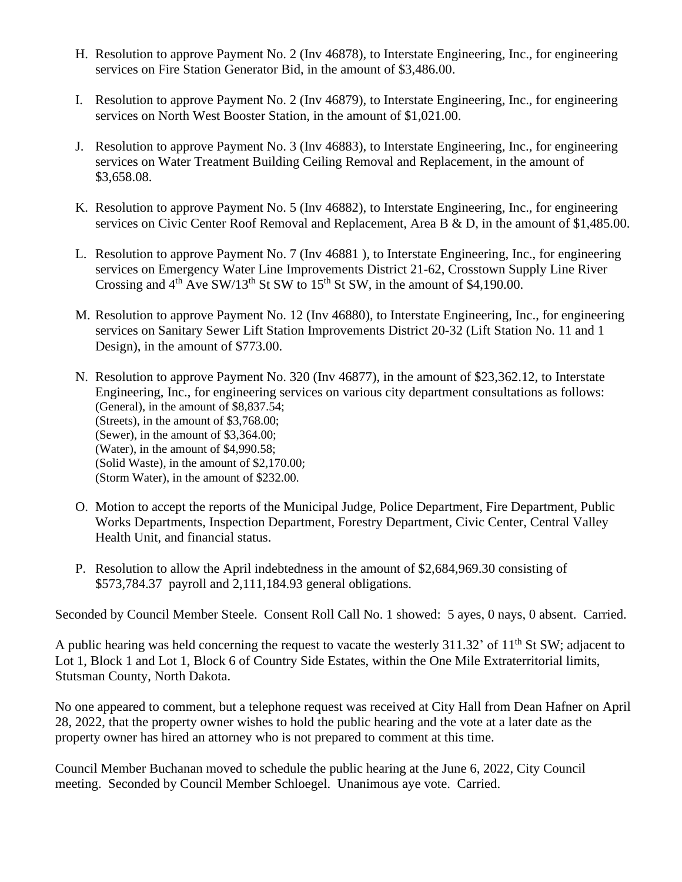H. Resolution to approve Payment No. 2 (Inv 46878), to Interstate Engineering, Inc., for engineering services on Fire Station Generator Bid, in the amount of $3,486.00.

I. Resolution to approve Payment No. 2 (Inv 46879), to Interstate Engineering, Inc., for engineering services on North West Booster Station, in the amount of $1,021.00.

J. Resolution to approve Payment No. 3 (Inv 46883), to Interstate Engineering, Inc., for engineering services on Water Treatment Building Ceiling Removal and Replacement, in the amount of $3,658.08.

K. Resolution to approve Payment No. 5 (Inv 46882), to Interstate Engineering, Inc., for engineering services on Civic Center Roof Removal and Replacement, Area B & D, in the amount of $1,485.00.

L. Resolution to approve Payment No. 7 (Inv 46881 ), to Interstate Engineering, Inc., for engineering services on Emergency Water Line Improvements District 21-62, Crosstown Supply Line River Crossing and 4th Ave SW/13th St SW to 15th St SW, in the amount of $4,190.00.

M. Resolution to approve Payment No. 12 (Inv 46880), to Interstate Engineering, Inc., for engineering services on Sanitary Sewer Lift Station Improvements District 20-32 (Lift Station No. 11 and 1 Design), in the amount of $773.00.

N. Resolution to approve Payment No. 320 (Inv 46877), in the amount of $23,362.12, to Interstate Engineering, Inc., for engineering services on various city department consultations as follows:
(General), in the amount of $8,837.54;
(Streets), in the amount of $3,768.00;
(Sewer), in the amount of $3,364.00;
(Water), in the amount of $4,990.58;
(Solid Waste), in the amount of $2,170.00;
(Storm Water), in the amount of $232.00.

O. Motion to accept the reports of the Municipal Judge, Police Department, Fire Department, Public Works Departments, Inspection Department, Forestry Department, Civic Center, Central Valley Health Unit, and financial status.

P. Resolution to allow the April indebtedness in the amount of $2,684,969.30 consisting of $573,784.37 payroll and 2,111,184.93 general obligations.

Seconded by Council Member Steele. Consent Roll Call No. 1 showed: 5 ayes, 0 nays, 0 absent. Carried.

A public hearing was held concerning the request to vacate the westerly 311.32' of 11th St SW; adjacent to Lot 1, Block 1 and Lot 1, Block 6 of Country Side Estates, within the One Mile Extraterritorial limits, Stutsman County, North Dakota.

No one appeared to comment, but a telephone request was received at City Hall from Dean Hafner on April 28, 2022, that the property owner wishes to hold the public hearing and the vote at a later date as the property owner has hired an attorney who is not prepared to comment at this time.

Council Member Buchanan moved to schedule the public hearing at the June 6, 2022, City Council meeting. Seconded by Council Member Schloegel. Unanimous aye vote. Carried.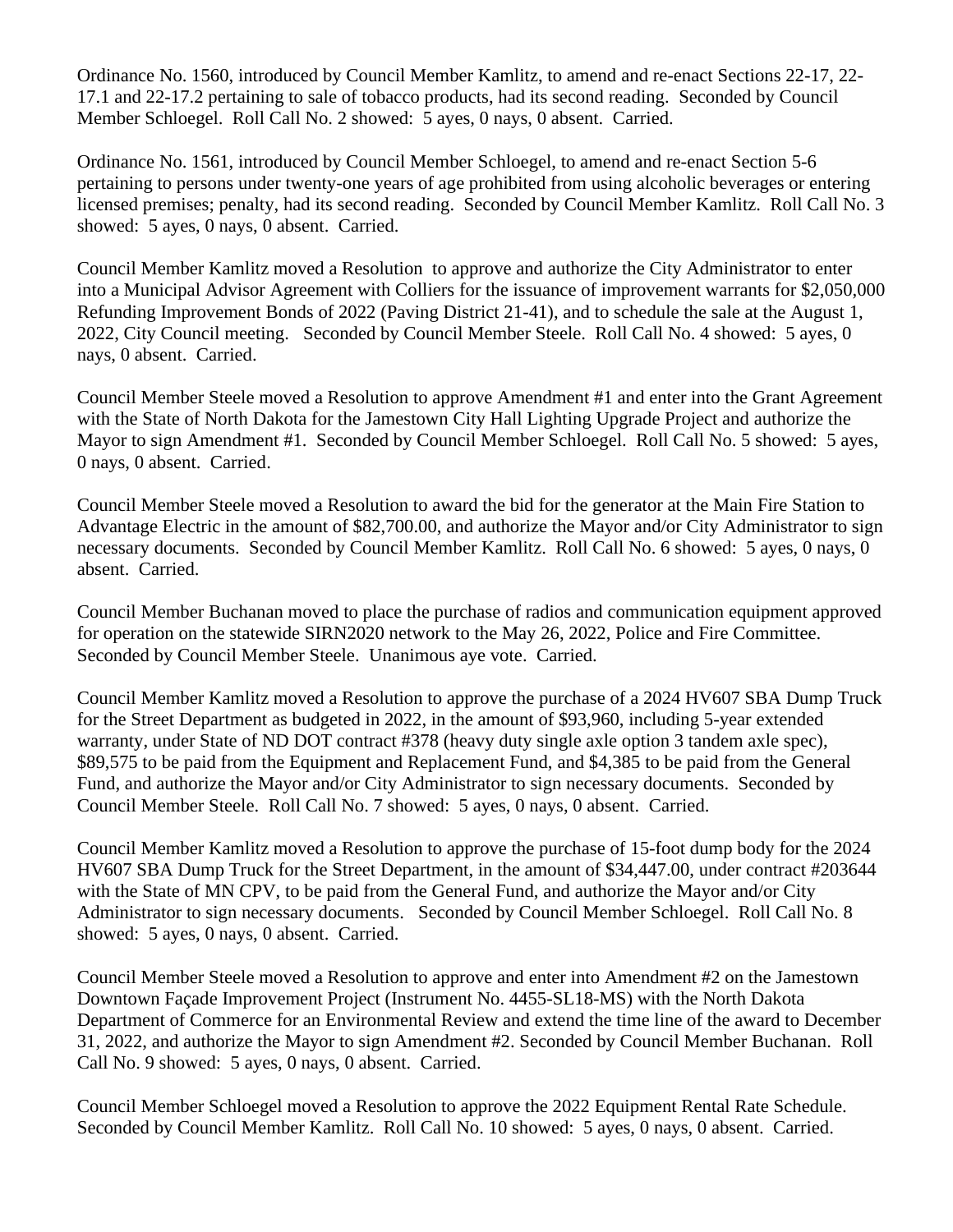Ordinance No. 1560, introduced by Council Member Kamlitz, to amend and re-enact Sections 22-17, 22-17.1 and 22-17.2 pertaining to sale of tobacco products, had its second reading. Seconded by Council Member Schloegel. Roll Call No. 2 showed: 5 ayes, 0 nays, 0 absent. Carried.

Ordinance No. 1561, introduced by Council Member Schloegel, to amend and re-enact Section 5-6 pertaining to persons under twenty-one years of age prohibited from using alcoholic beverages or entering licensed premises; penalty, had its second reading. Seconded by Council Member Kamlitz. Roll Call No. 3 showed: 5 ayes, 0 nays, 0 absent. Carried.

Council Member Kamlitz moved a Resolution to approve and authorize the City Administrator to enter into a Municipal Advisor Agreement with Colliers for the issuance of improvement warrants for $2,050,000 Refunding Improvement Bonds of 2022 (Paving District 21-41), and to schedule the sale at the August 1, 2022, City Council meeting. Seconded by Council Member Steele. Roll Call No. 4 showed: 5 ayes, 0 nays, 0 absent. Carried.

Council Member Steele moved a Resolution to approve Amendment #1 and enter into the Grant Agreement with the State of North Dakota for the Jamestown City Hall Lighting Upgrade Project and authorize the Mayor to sign Amendment #1. Seconded by Council Member Schloegel. Roll Call No. 5 showed: 5 ayes, 0 nays, 0 absent. Carried.

Council Member Steele moved a Resolution to award the bid for the generator at the Main Fire Station to Advantage Electric in the amount of $82,700.00, and authorize the Mayor and/or City Administrator to sign necessary documents. Seconded by Council Member Kamlitz. Roll Call No. 6 showed: 5 ayes, 0 nays, 0 absent. Carried.

Council Member Buchanan moved to place the purchase of radios and communication equipment approved for operation on the statewide SIRN2020 network to the May 26, 2022, Police and Fire Committee. Seconded by Council Member Steele. Unanimous aye vote. Carried.

Council Member Kamlitz moved a Resolution to approve the purchase of a 2024 HV607 SBA Dump Truck for the Street Department as budgeted in 2022, in the amount of $93,960, including 5-year extended warranty, under State of ND DOT contract #378 (heavy duty single axle option 3 tandem axle spec), $89,575 to be paid from the Equipment and Replacement Fund, and $4,385 to be paid from the General Fund, and authorize the Mayor and/or City Administrator to sign necessary documents. Seconded by Council Member Steele. Roll Call No. 7 showed: 5 ayes, 0 nays, 0 absent. Carried.

Council Member Kamlitz moved a Resolution to approve the purchase of 15-foot dump body for the 2024 HV607 SBA Dump Truck for the Street Department, in the amount of $34,447.00, under contract #203644 with the State of MN CPV, to be paid from the General Fund, and authorize the Mayor and/or City Administrator to sign necessary documents. Seconded by Council Member Schloegel. Roll Call No. 8 showed: 5 ayes, 0 nays, 0 absent. Carried.

Council Member Steele moved a Resolution to approve and enter into Amendment #2 on the Jamestown Downtown Façade Improvement Project (Instrument No. 4455-SL18-MS) with the North Dakota Department of Commerce for an Environmental Review and extend the time line of the award to December 31, 2022, and authorize the Mayor to sign Amendment #2. Seconded by Council Member Buchanan. Roll Call No. 9 showed: 5 ayes, 0 nays, 0 absent. Carried.

Council Member Schloegel moved a Resolution to approve the 2022 Equipment Rental Rate Schedule. Seconded by Council Member Kamlitz. Roll Call No. 10 showed: 5 ayes, 0 nays, 0 absent. Carried.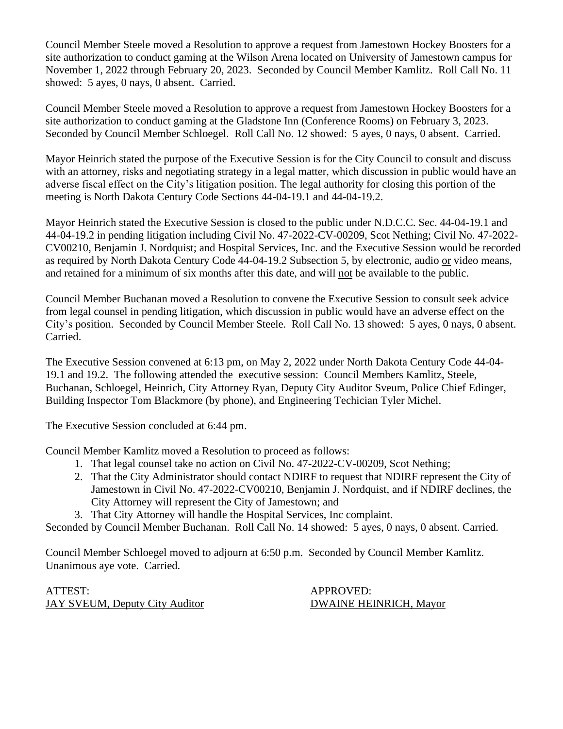Council Member Steele moved a Resolution to approve a request from Jamestown Hockey Boosters for a site authorization to conduct gaming at the Wilson Arena located on University of Jamestown campus for November 1, 2022 through February 20, 2023. Seconded by Council Member Kamlitz. Roll Call No. 11 showed: 5 ayes, 0 nays, 0 absent. Carried.

Council Member Steele moved a Resolution to approve a request from Jamestown Hockey Boosters for a site authorization to conduct gaming at the Gladstone Inn (Conference Rooms) on February 3, 2023. Seconded by Council Member Schloegel. Roll Call No. 12 showed: 5 ayes, 0 nays, 0 absent. Carried.

Mayor Heinrich stated the purpose of the Executive Session is for the City Council to consult and discuss with an attorney, risks and negotiating strategy in a legal matter, which discussion in public would have an adverse fiscal effect on the City's litigation position. The legal authority for closing this portion of the meeting is North Dakota Century Code Sections 44-04-19.1 and 44-04-19.2.

Mayor Heinrich stated the Executive Session is closed to the public under N.D.C.C. Sec. 44-04-19.1 and 44-04-19.2 in pending litigation including Civil No. 47-2022-CV-00209, Scot Nething; Civil No. 47-2022-CV00210, Benjamin J. Nordquist; and Hospital Services, Inc. and the Executive Session would be recorded as required by North Dakota Century Code 44-04-19.2 Subsection 5, by electronic, audio <u>or</u> video means, and retained for a minimum of six months after this date, and will <u>not</u> be available to the public.

Council Member Buchanan moved a Resolution to convene the Executive Session to consult seek advice from legal counsel in pending litigation, which discussion in public would have an adverse effect on the City's position. Seconded by Council Member Steele. Roll Call No. 13 showed: 5 ayes, 0 nays, 0 absent. Carried.

The Executive Session convened at 6:13 pm, on May 2, 2022 under North Dakota Century Code 44-04-19.1 and 19.2. The following attended the executive session: Council Members Kamlitz, Steele, Buchanan, Schloegel, Heinrich, City Attorney Ryan, Deputy City Auditor Sveum, Police Chief Edinger, Building Inspector Tom Blackmore (by phone), and Engineering Techician Tyler Michel.

The Executive Session concluded at 6:44 pm.

Council Member Kamlitz moved a Resolution to proceed as follows:

1. That legal counsel take no action on Civil No. 47-2022-CV-00209, Scot Nething;
2. That the City Administrator should contact NDIRF to request that NDIRF represent the City of Jamestown in Civil No. 47-2022-CV00210, Benjamin J. Nordquist, and if NDIRF declines, the City Attorney will represent the City of Jamestown; and
3. That City Attorney will handle the Hospital Services, Inc complaint.

Seconded by Council Member Buchanan. Roll Call No. 14 showed: 5 ayes, 0 nays, 0 absent. Carried.

Council Member Schloegel moved to adjourn at 6:50 p.m. Seconded by Council Member Kamlitz. Unanimous aye vote. Carried.

ATTEST: <u>JAY SVEUM, Deputy City Auditor</u>

APPROVED: <u>DWAINE HEINRICH, Mayor</u>